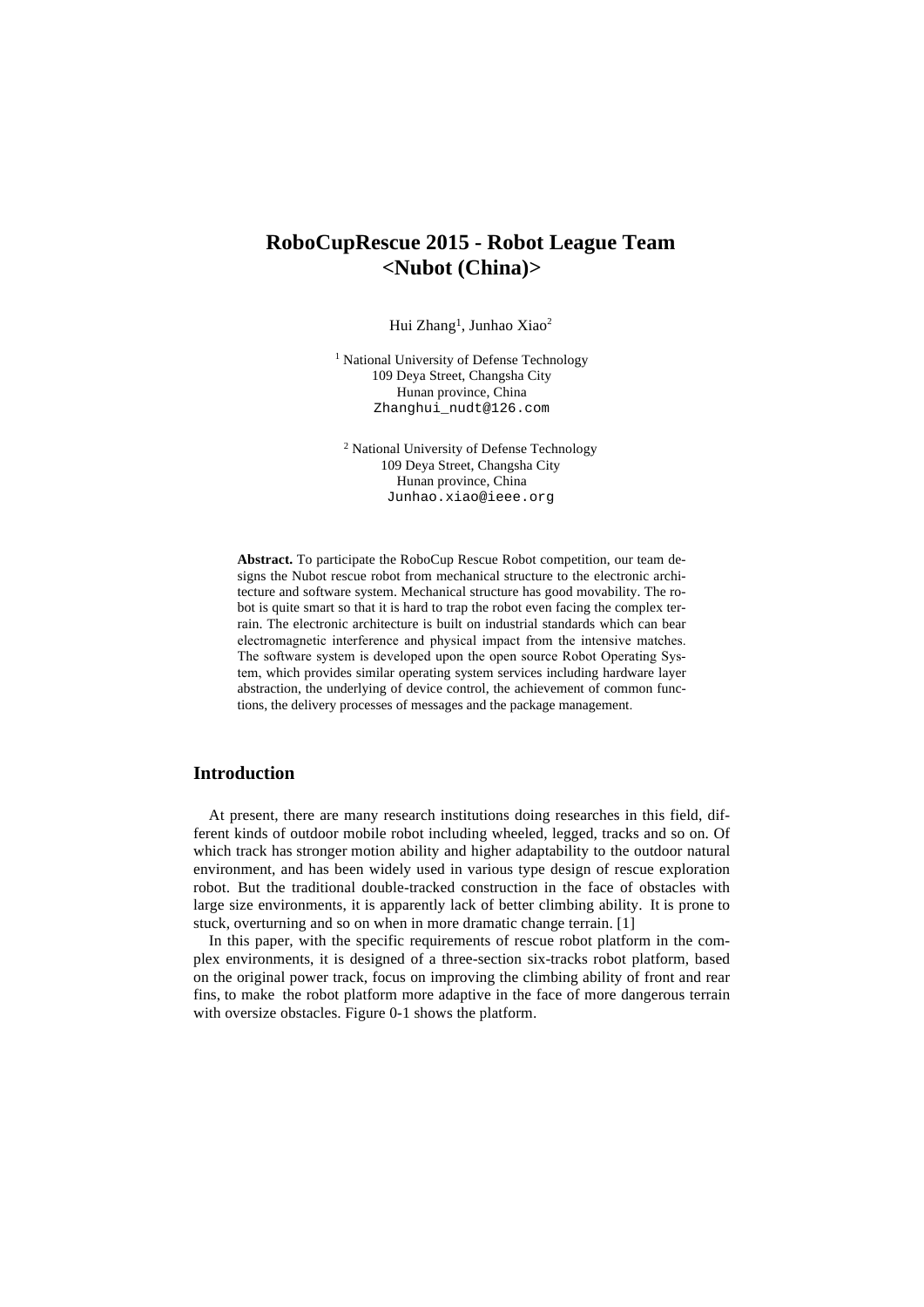# RoboCupRescue 2015 - Robot League Team <Nubot (China)>

Hui Zhang[1], Junhao Xiao[2]

[1] National University of Defense Technology
109 Deya Street, Changsha City
Hunan province, China
Zhanghui_nudt@126.com

[2] National University of Defense Technology
109 Deya Street, Changsha City
Hunan province, China
Junhao.xiao@ieee.org

**Abstract.** To participate the RoboCup Rescue Robot competition, our team designs the Nubot rescue robot from mechanical structure to the electronic architecture and software system. Mechanical structure has good movability. The robot is quite smart so that it is hard to trap the robot even facing the complex terrain. The electronic architecture is built on industrial standards which can bear electromagnetic interference and physical impact from the intensive matches. The software system is developed upon the open source Robot Operating System, which provides similar operating system services including hardware layer abstraction, the underlying of device control, the achievement of common functions, the delivery processes of messages and the package management.

## Introduction

At present, there are many research institutions doing researches in this field, different kinds of outdoor mobile robot including wheeled, legged, tracks and so on. Of which track has stronger motion ability and higher adaptability to the outdoor natural environment, and has been widely used in various type design of rescue exploration robot. But the traditional double-tracked construction in the face of obstacles with large size environments, it is apparently lack of better climbing ability. It is prone to stuck, overturning and so on when in more dramatic change terrain. [1]

In this paper, with the specific requirements of rescue robot platform in the complex environments, it is designed of a three-section six-tracks robot platform, based on the original power track, focus on improving the climbing ability of front and rear fins, to make the robot platform more adaptive in the face of more dangerous terrain with oversize obstacles. Figure 0-1 shows the platform.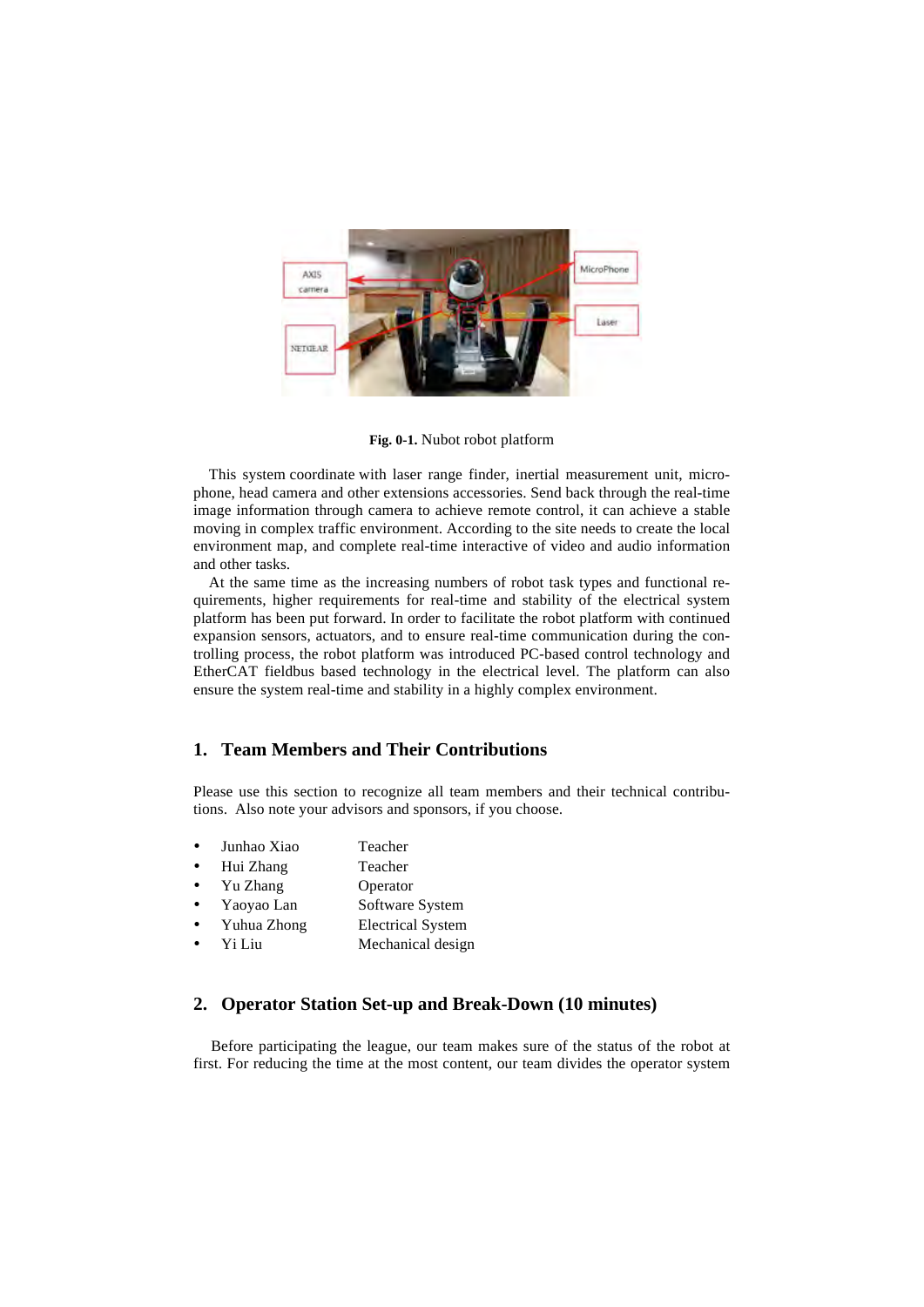**Fig. 0-1.** Nubot robot platform

This system coordinate with laser range finder, inertial measurement unit, microphone, head camera and other extensions accessories. Send back through the real-time image information through camera to achieve remote control, it can achieve a stable moving in complex traffic environment. According to the site needs to create the local environment map, and complete real-time interactive of video and audio information and other tasks.

At the same time as the increasing numbers of robot task types and functional requirements, higher requirements for real-time and stability of the electrical system platform has been put forward. In order to facilitate the robot platform with continued expansion sensors, actuators, and to ensure real-time communication during the controlling process, the robot platform was introduced PC-based control technology and EtherCAT fieldbus based technology in the electrical level. The platform can also ensure the system real-time and stability in a highly complex environment.

## 1. Team Members and Their Contributions

Please use this section to recognize all team members and their technical contributions. Also note your advisors and sponsors, if you choose.

- Junhao Xiao Teacher
- Hui Zhang Teacher
- Yu Zhang Operator
- Yaoyao Lan Software System
- Yuhua Zhong Electrical System
- Yi Liu Mechanical design

## 2. Operator Station Set-up and Break-Down (10 minutes)

Before participating the league, our team makes sure of the status of the robot at first. For reducing the time at the most content, our team divides the operator system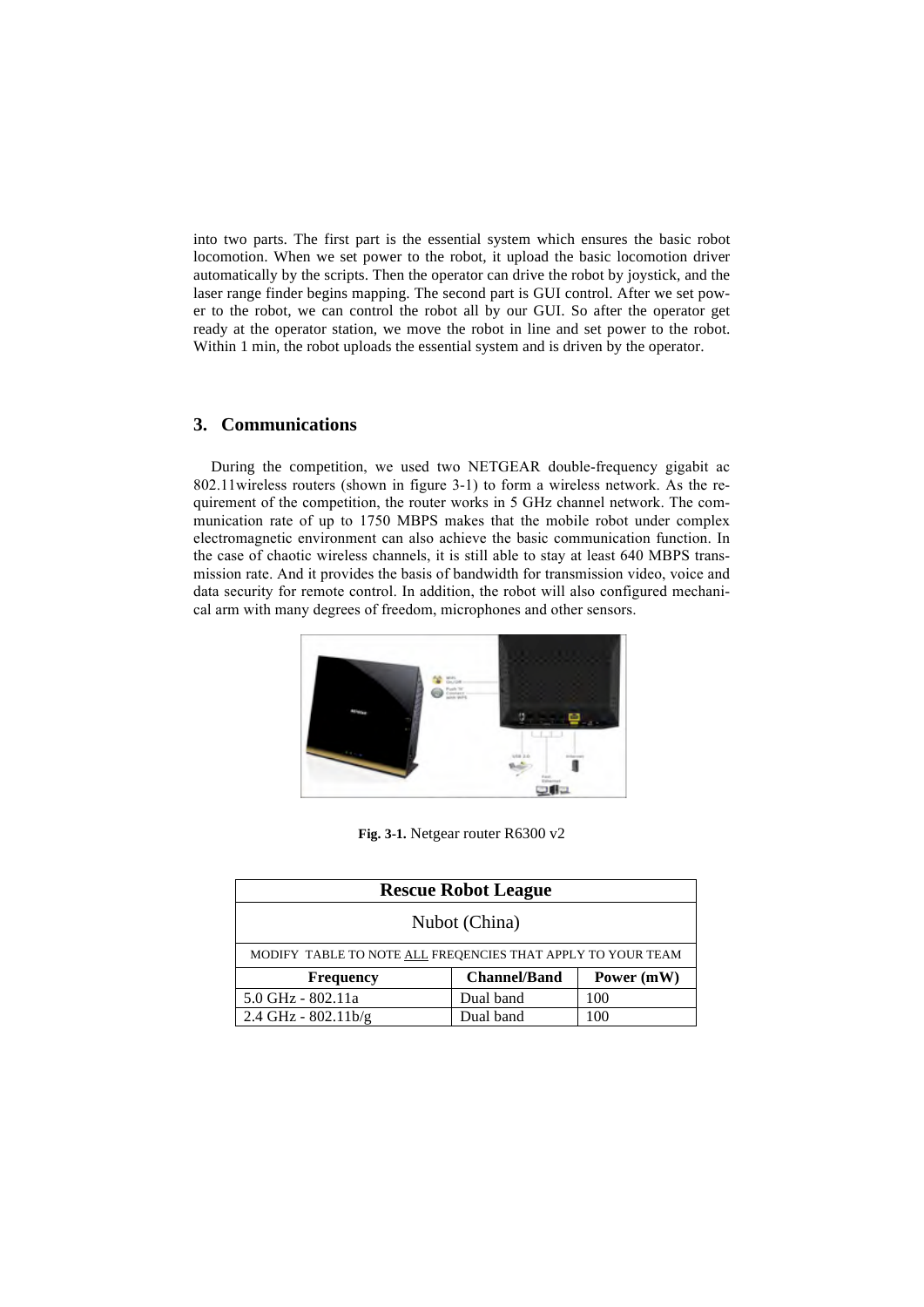into two parts. The first part is the essential system which ensures the basic robot locomotion. When we set power to the robot, it upload the basic locomotion driver automatically by the scripts. Then the operator can drive the robot by joystick, and the laser range finder begins mapping. The second part is GUI control. After we set power to the robot, we can control the robot all by our GUI. So after the operator get ready at the operator station, we move the robot in line and set power to the robot. Within 1 min, the robot uploads the essential system and is driven by the operator.

## 3. Communications

During the competition, we used two NETGEAR double-frequency gigabit ac 802.11wireless routers (shown in figure 3-1) to form a wireless network. As the requirement of the competition, the router works in 5 GHz channel network. The communication rate of up to 1750 MBPS makes that the mobile robot under complex electromagnetic environment can also achieve the basic communication function. In the case of chaotic wireless channels, it is still able to stay at least 640 MBPS transmission rate. And it provides the basis of bandwidth for transmission video, voice and data security for remote control. In addition, the robot will also configured mechanical arm with many degrees of freedom, microphones and other sensors.

**Fig. 3-1.** Netgear router R6300 v2

| Rescue Robot League | | |
|---|---|---|
| Nubot (China) | | |
| MODIFY TABLE TO NOTE ALL FREQENCIES THAT APPLY TO YOUR TEAM | | |
| **Frequency** | **Channel/Band** | **Power (mW)** |
| 5.0 GHz - 802.11a | Dual band | 100 |
| 2.4 GHz - 802.11b/g | Dual band | 100 |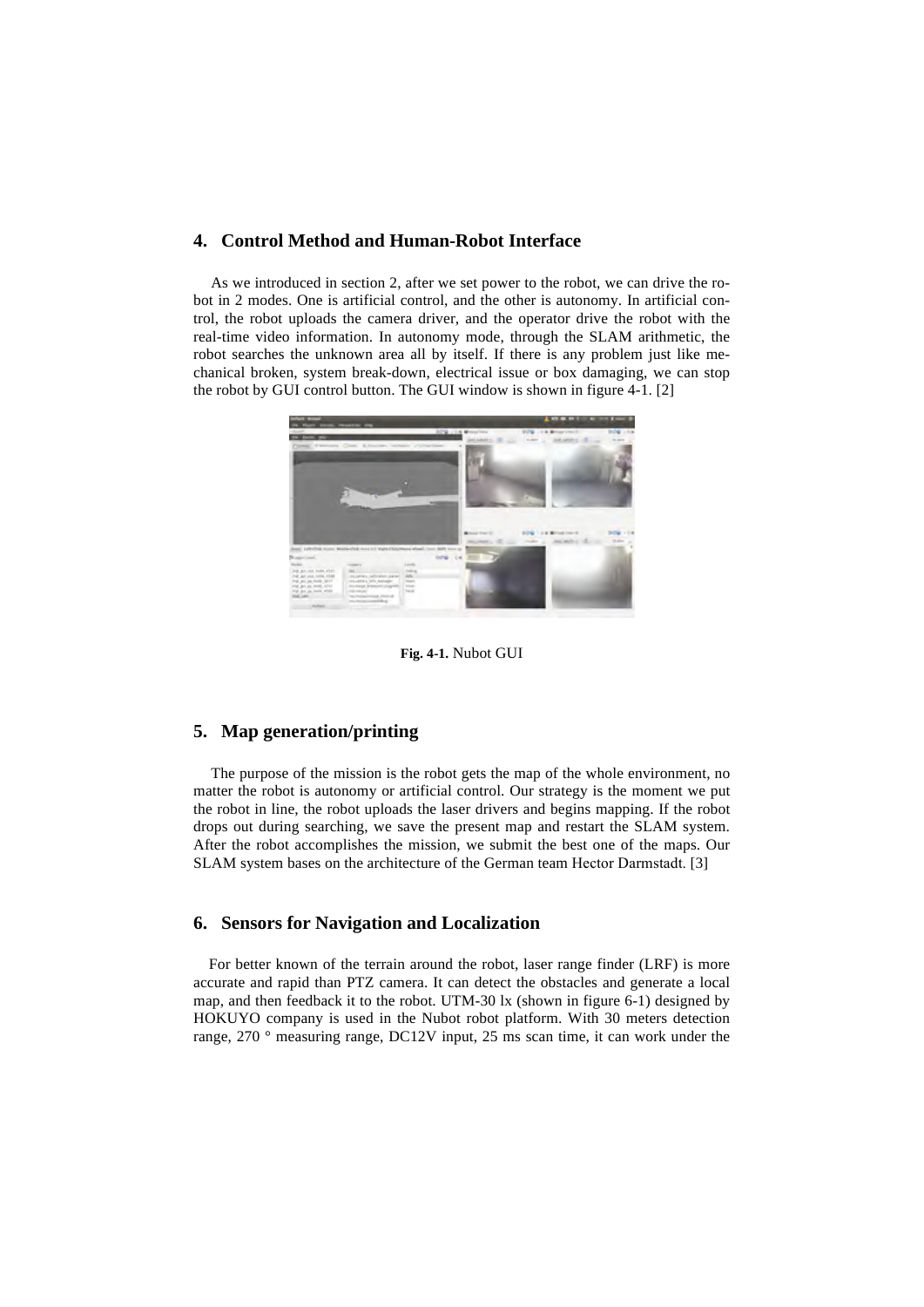## 4. Control Method and Human-Robot Interface

As we introduced in section 2, after we set power to the robot, we can drive the robot in 2 modes. One is artificial control, and the other is autonomy. In artificial control, the robot uploads the camera driver, and the operator drive the robot with the real-time video information. In autonomy mode, through the SLAM arithmetic, the robot searches the unknown area all by itself. If there is any problem just like mechanical broken, system break-down, electrical issue or box damaging, we can stop the robot by GUI control button. The GUI window is shown in figure 4-1. [2]

**Fig. 4-1.** Nubot GUI

## 5. Map generation/printing

The purpose of the mission is the robot gets the map of the whole environment, no matter the robot is autonomy or artificial control. Our strategy is the moment we put the robot in line, the robot uploads the laser drivers and begins mapping. If the robot drops out during searching, we save the present map and restart the SLAM system. After the robot accomplishes the mission, we submit the best one of the maps. Our SLAM system bases on the architecture of the German team Hector Darmstadt. [3]

## 6. Sensors for Navigation and Localization

For better known of the terrain around the robot, laser range finder (LRF) is more accurate and rapid than PTZ camera. It can detect the obstacles and generate a local map, and then feedback it to the robot. UTM-30 lx (shown in figure 6-1) designed by HOKUYO company is used in the Nubot robot platform. With 30 meters detection range, 270 ° measuring range, DC12V input, 25 ms scan time, it can work under the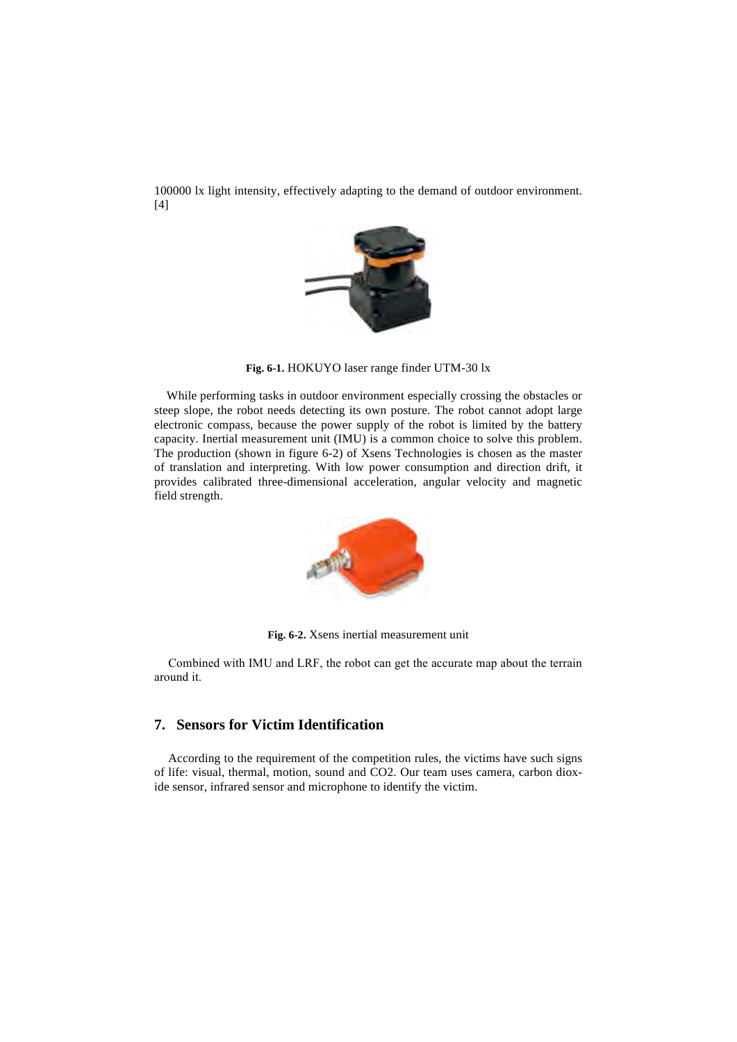100000 lx light intensity, effectively adapting to the demand of outdoor environment. [4]

**Fig. 6-1.** HOKUYO laser range finder UTM-30 lx

While performing tasks in outdoor environment especially crossing the obstacles or steep slope, the robot needs detecting its own posture. The robot cannot adopt large electronic compass, because the power supply of the robot is limited by the battery capacity. Inertial measurement unit (IMU) is a common choice to solve this problem. The production (shown in figure 6-2) of Xsens Technologies is chosen as the master of translation and interpreting. With low power consumption and direction drift, it provides calibrated three-dimensional acceleration, angular velocity and magnetic field strength.

**Fig. 6-2.** Xsens inertial measurement unit

Combined with IMU and LRF, the robot can get the accurate map about the terrain around it.

## 7. Sensors for Victim Identification

According to the requirement of the competition rules, the victims have such signs of life: visual, thermal, motion, sound and CO2. Our team uses camera, carbon dioxide sensor, infrared sensor and microphone to identify the victim.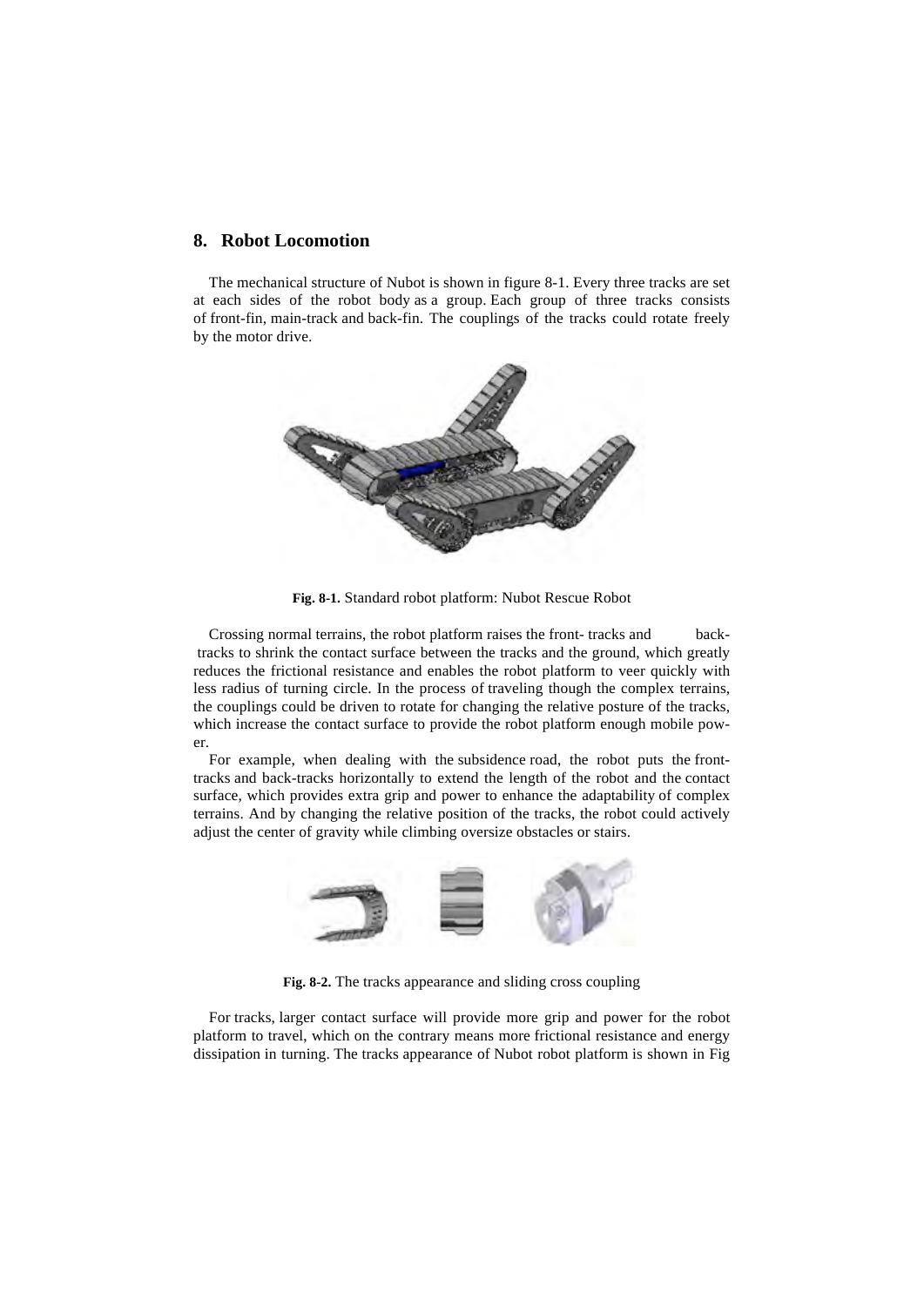## 8. Robot Locomotion

The mechanical structure of Nubot is shown in figure 8-1. Every three tracks are set at each sides of the robot body as a group. Each group of three tracks consists of front-fin, main-track and back-fin. The couplings of the tracks could rotate freely by the motor drive.

**Fig. 8-1.** Standard robot platform: Nubot Rescue Robot

Crossing normal terrains, the robot platform raises the front- tracks and back-tracks to shrink the contact surface between the tracks and the ground, which greatly reduces the frictional resistance and enables the robot platform to veer quickly with less radius of turning circle. In the process of traveling though the complex terrains, the couplings could be driven to rotate for changing the relative posture of the tracks, which increase the contact surface to provide the robot platform enough mobile power.

For example, when dealing with the subsidence road, the robot puts the front-tracks and back-tracks horizontally to extend the length of the robot and the contact surface, which provides extra grip and power to enhance the adaptability of complex terrains. And by changing the relative position of the tracks, the robot could actively adjust the center of gravity while climbing oversize obstacles or stairs.

**Fig. 8-2.** The tracks appearance and sliding cross coupling

For tracks, larger contact surface will provide more grip and power for the robot platform to travel, which on the contrary means more frictional resistance and energy dissipation in turning. The tracks appearance of Nubot robot platform is shown in Fig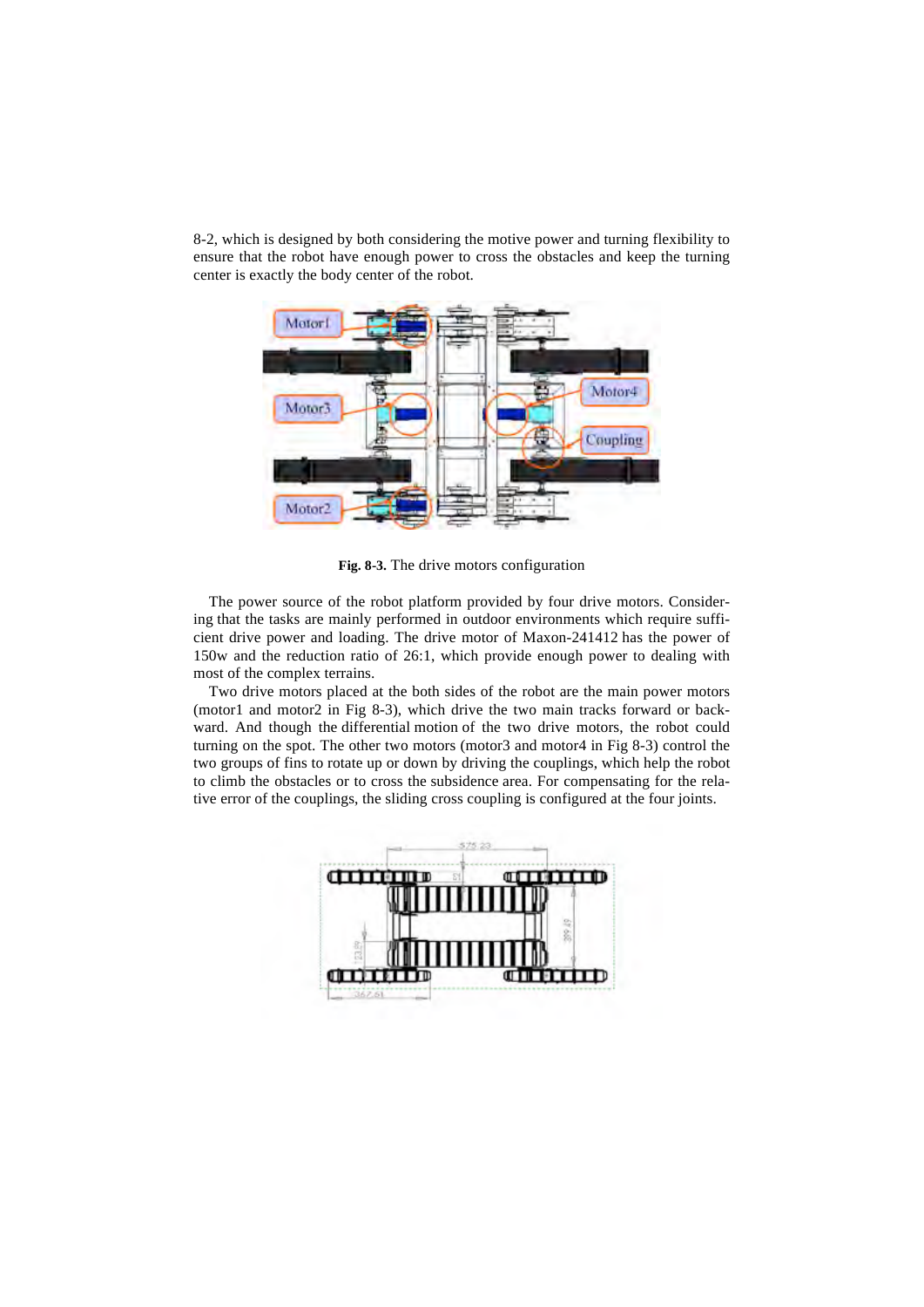8-2, which is designed by both considering the motive power and turning flexibility to ensure that the robot have enough power to cross the obstacles and keep the turning center is exactly the body center of the robot.

**Fig. 8-3.** The drive motors configuration

The power source of the robot platform provided by four drive motors. Considering that the tasks are mainly performed in outdoor environments which require sufficient drive power and loading. The drive motor of Maxon-241412 has the power of 150w and the reduction ratio of 26:1, which provide enough power to dealing with most of the complex terrains.

Two drive motors placed at the both sides of the robot are the main power motors (motor1 and motor2 in Fig 8-3), which drive the two main tracks forward or backward. And though the differential motion of the two drive motors, the robot could turning on the spot. The other two motors (motor3 and motor4 in Fig 8-3) control the two groups of fins to rotate up or down by driving the couplings, which help the robot to climb the obstacles or to cross the subsidence area. For compensating for the relative error of the couplings, the sliding cross coupling is configured at the four joints.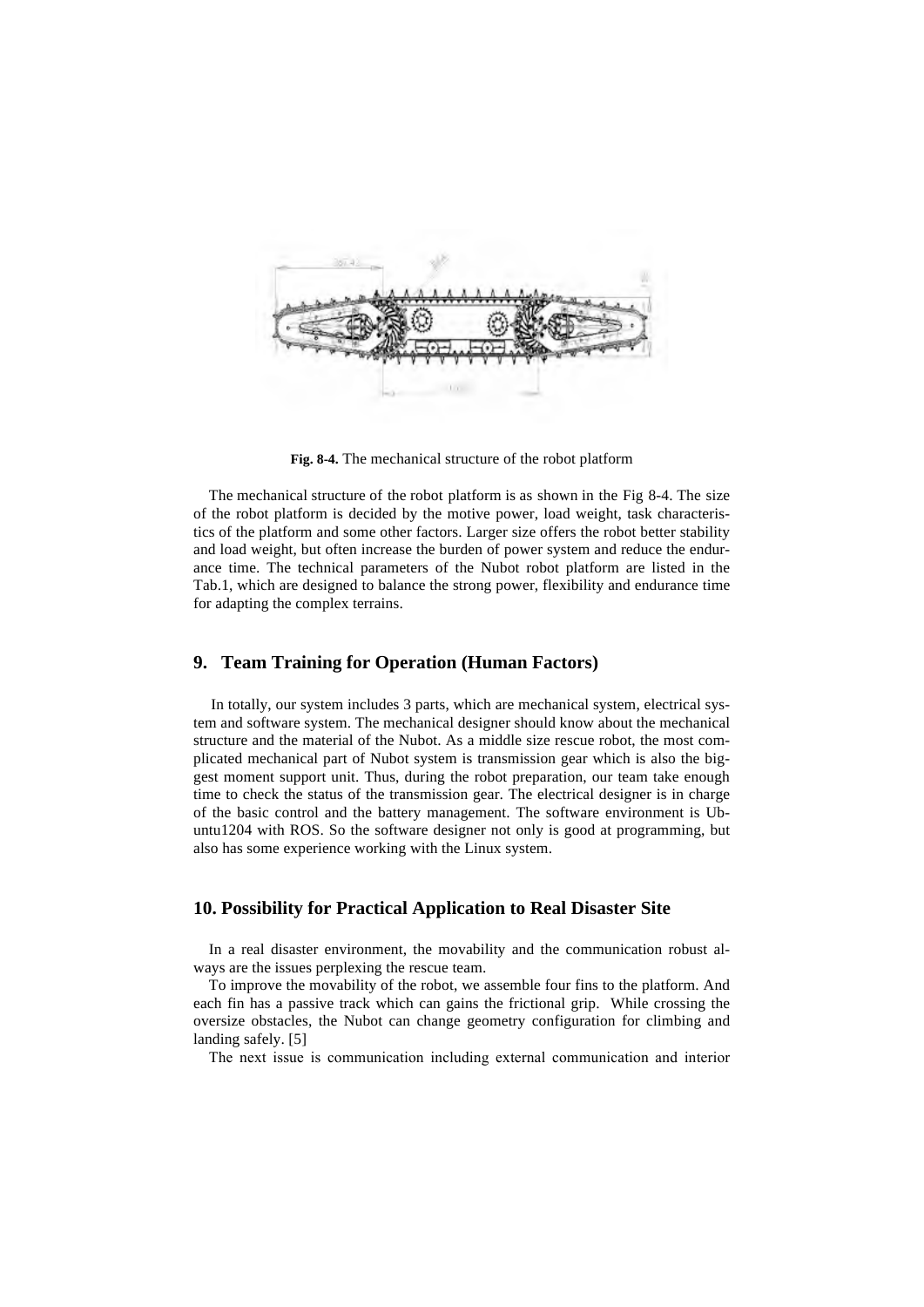**Fig. 8-4.** The mechanical structure of the robot platform

The mechanical structure of the robot platform is as shown in the Fig 8-4. The size of the robot platform is decided by the motive power, load weight, task characteristics of the platform and some other factors. Larger size offers the robot better stability and load weight, but often increase the burden of power system and reduce the endurance time. The technical parameters of the Nubot robot platform are listed in the Tab.1, which are designed to balance the strong power, flexibility and endurance time for adapting the complex terrains.

## 9. Team Training for Operation (Human Factors)

In totally, our system includes 3 parts, which are mechanical system, electrical system and software system. The mechanical designer should know about the mechanical structure and the material of the Nubot. As a middle size rescue robot, the most complicated mechanical part of Nubot system is transmission gear which is also the biggest moment support unit. Thus, during the robot preparation, our team take enough time to check the status of the transmission gear. The electrical designer is in charge of the basic control and the battery management. The software environment is Ubuntu1204 with ROS. So the software designer not only is good at programming, but also has some experience working with the Linux system.

## 10. Possibility for Practical Application to Real Disaster Site

In a real disaster environment, the movability and the communication robust always are the issues perplexing the rescue team.

To improve the movability of the robot, we assemble four fins to the platform. And each fin has a passive track which can gains the frictional grip. While crossing the oversize obstacles, the Nubot can change geometry configuration for climbing and landing safely. [5]

The next issue is communication including external communication and interior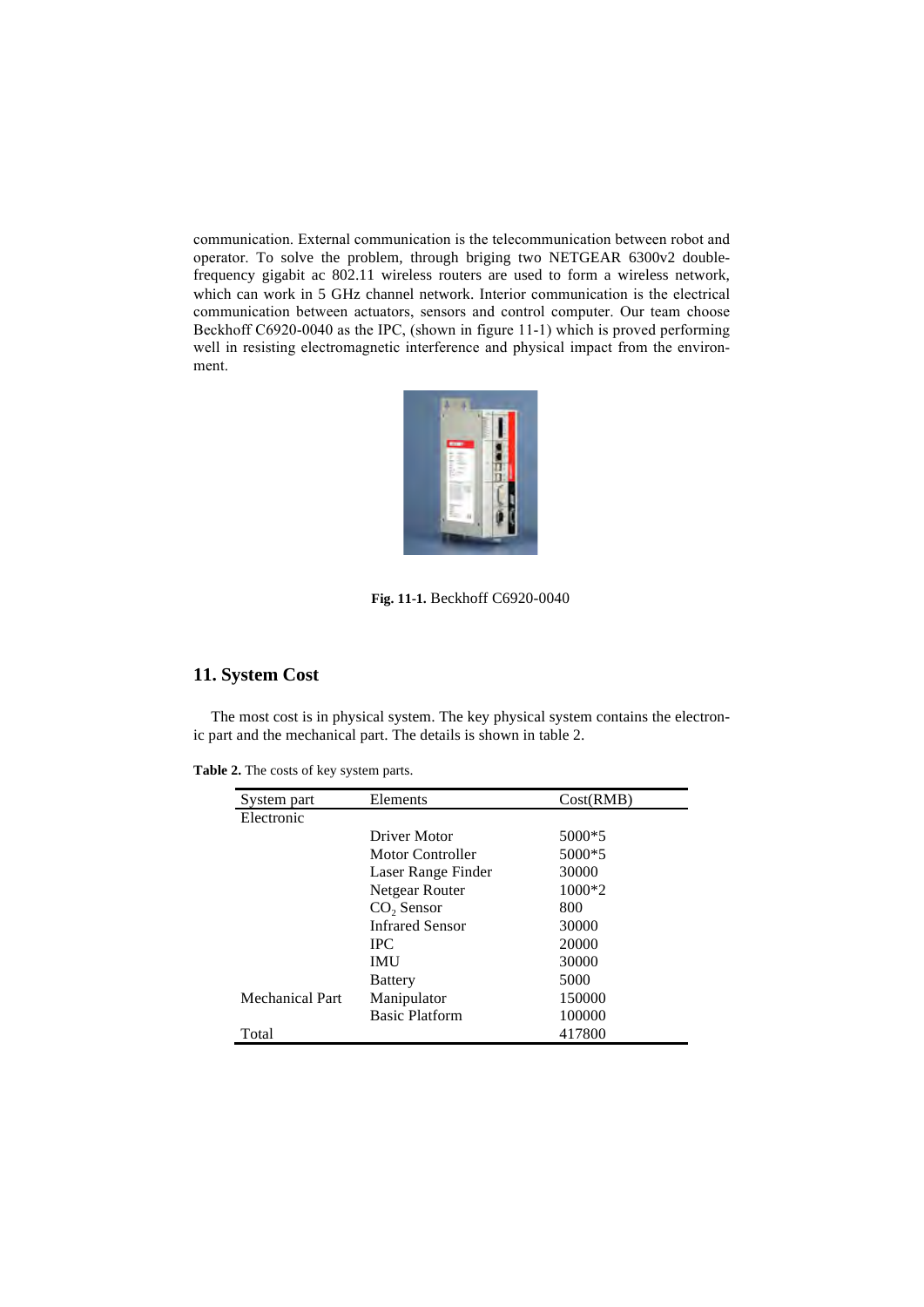communication. External communication is the telecommunication between robot and operator. To solve the problem, through briging two NETGEAR 6300v2 double-frequency gigabit ac 802.11 wireless routers are used to form a wireless network, which can work in 5 GHz channel network. Interior communication is the electrical communication between actuators, sensors and control computer. Our team choose Beckhoff C6920-0040 as the IPC, (shown in figure 11-1) which is proved performing well in resisting electromagnetic interference and physical impact from the environment.

**Fig. 11-1.** Beckhoff C6920-0040

## 11. System Cost

The most cost is in physical system. The key physical system contains the electronic part and the mechanical part. The details is shown in table 2.

**Table 2.** The costs of key system parts.

| System part | Elements | Cost(RMB) |
|---|---|---|
| Electronic | | |
| | Driver Motor | 5000*5 |
| | Motor Controller | 5000*5 |
| | Laser Range Finder | 30000 |
| | Netgear Router | 1000*2 |
| | $CO_2$ Sensor | 800 |
| | Infrared Sensor | 30000 |
| | IPC | 20000 |
| | IMU | 30000 |
| | Battery | 5000 |
| Mechanical Part | Manipulator | 150000 |
| | Basic Platform | 100000 |
| Total | | 417800 |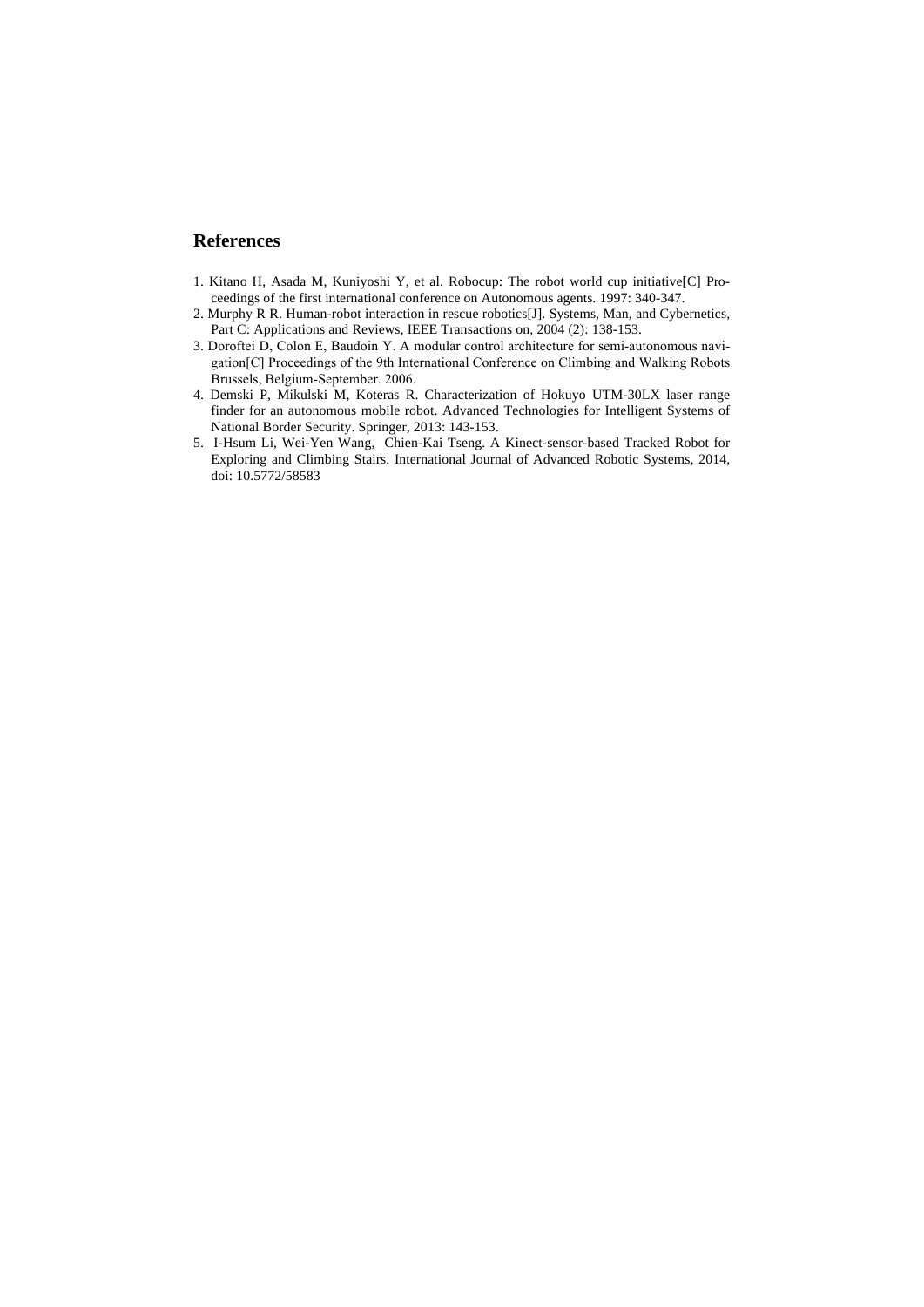## References

1. Kitano H, Asada M, Kuniyoshi Y, et al. Robocup: The robot world cup initiative[C] Proceedings of the first international conference on Autonomous agents. 1997: 340-347.
2. Murphy R R. Human-robot interaction in rescue robotics[J]. Systems, Man, and Cybernetics, Part C: Applications and Reviews, IEEE Transactions on, 2004 (2): 138-153.
3. Doroftei D, Colon E, Baudoin Y. A modular control architecture for semi-autonomous navigation[C] Proceedings of the 9th International Conference on Climbing and Walking Robots Brussels, Belgium-September. 2006.
4. Demski P, Mikulski M, Koteras R. Characterization of Hokuyo UTM-30LX laser range finder for an autonomous mobile robot. Advanced Technologies for Intelligent Systems of National Border Security. Springer, 2013: 143-153.
5. I-Hsum Li, Wei-Yen Wang, Chien-Kai Tseng. A Kinect-sensor-based Tracked Robot for Exploring and Climbing Stairs. International Journal of Advanced Robotic Systems, 2014, doi: 10.5772/58583